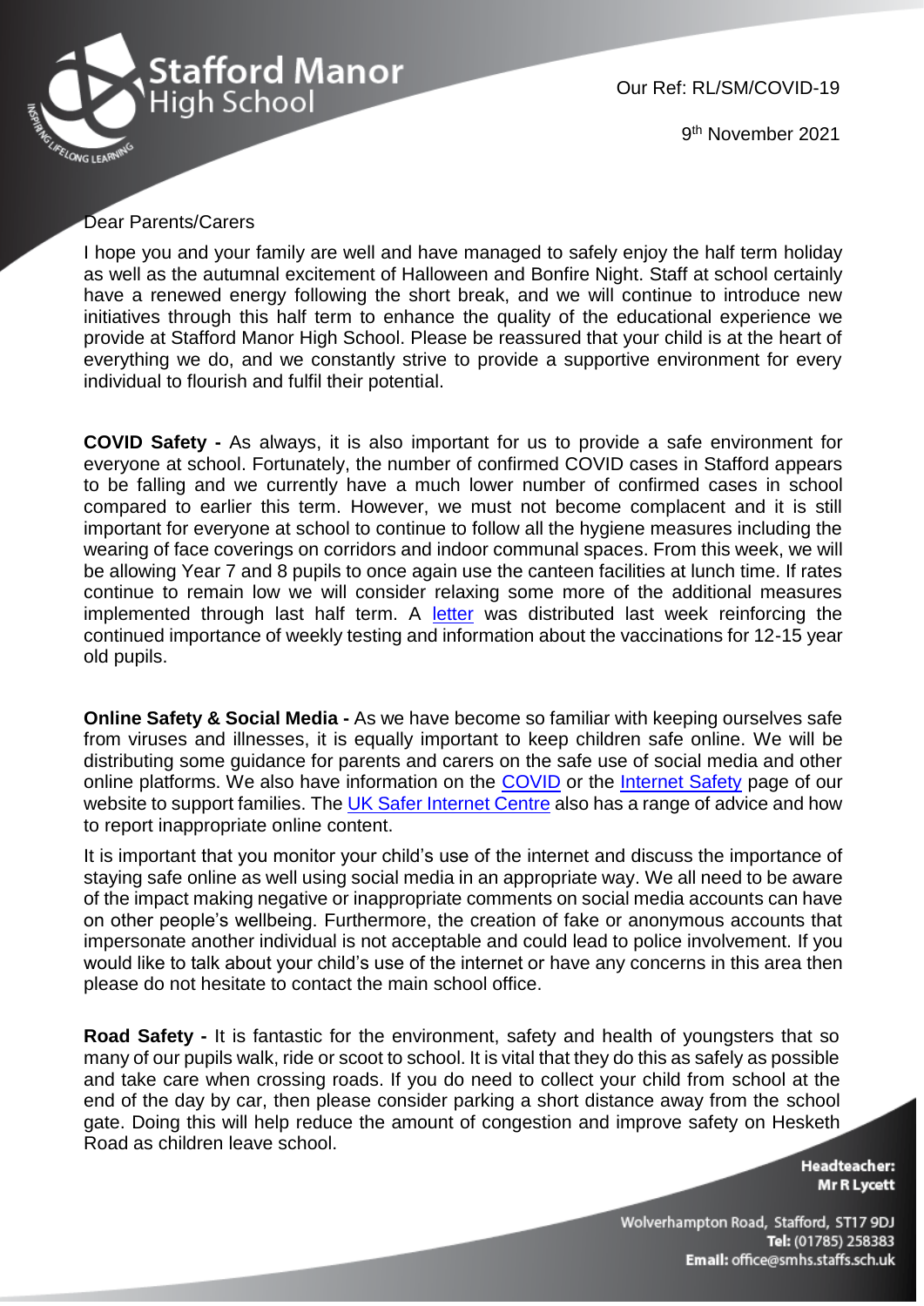**Stafford Manor High School**

Our Ref: RL/SM/COVID-19

9th November 2021

Dear Parents/Carers

I hope you and your family are well and have managed to safely enjoy the half term holiday as well as the autumnal excitement of Halloween and Bonfire Night. Staff at school certainly have a renewed energy following the short break, and we will continue to introduce new initiatives through this half term to enhance the quality of the educational experience we provide at Stafford Manor High School. Please be reassured that your child is at the heart of everything we do, and we constantly strive to provide a supportive environment for every individual to flourish and fulfil their potential.

**COVID Safety -** As always, it is also important for us to provide a safe environment for everyone at school. Fortunately, the number of confirmed COVID cases in Stafford appears to be falling and we currently have a much lower number of confirmed cases in school compared to earlier this term. However, we must not become complacent and it is still important for everyone at school to continue to follow all the hygiene measures including the wearing of face coverings on corridors and indoor communal spaces. From this week, we will be allowing Year 7 and 8 pupils to once again use the canteen facilities at lunch time. If rates continue to remain low we will consider relaxing some more of the additional measures implemented through last half term. A letter was distributed last week reinforcing the continued importance of weekly testing and information about the vaccinations for 12-15 year old pupils.

**Online Safety & Social Media -** As we have become so familiar with keeping ourselves safe from viruses and illnesses, it is equally important to keep children safe online. We will be distributing some guidance for parents and carers on the safe use of social media and other online platforms. We also have information on the COVID or the Internet Safety page of our website to support families. The UK Safer Internet Centre also has a range of advice and how to report inappropriate online content.

It is important that you monitor your child's use of the internet and discuss the importance of staying safe online as well using social media in an appropriate way. We all need to be aware of the impact making negative or inappropriate comments on social media accounts can have on other people's wellbeing. Furthermore, the creation of fake or anonymous accounts that impersonate another individual is not acceptable and could lead to police involvement. If you would like to talk about your child's use of the internet or have any concerns in this area then please do not hesitate to contact the main school office.

**Road Safety -** It is fantastic for the environment, safety and health of youngsters that so many of our pupils walk, ride or scoot to school. It is vital that they do this as safely as possible and take care when crossing roads. If you do need to collect your child from school at the end of the day by car, then please consider parking a short distance away from the school gate. Doing this will help reduce the amount of congestion and improve safety on Hesketh Road as children leave school.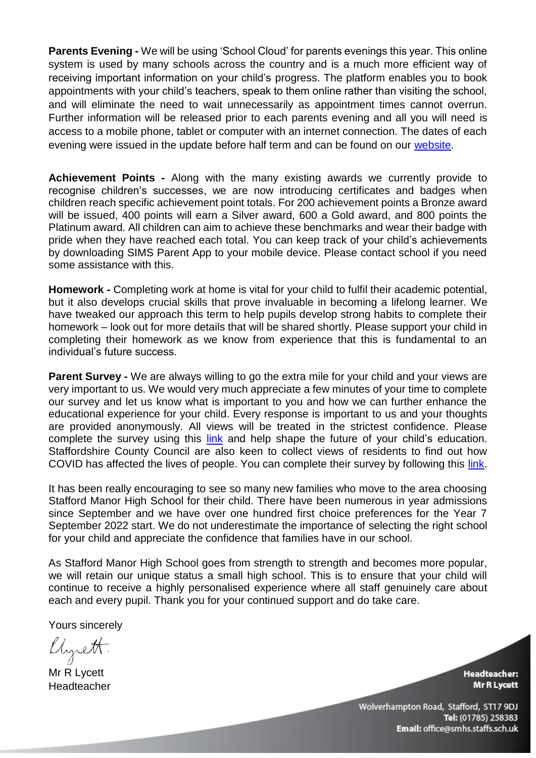**Parents Evening -** We will be using 'School Cloud' for parents evenings this year. This online system is used by many schools across the country and is a much more efficient way of receiving important information on your child's progress. The platform enables you to book appointments with your child's teachers, speak to them online rather than visiting the school, and will eliminate the need to wait unnecessarily as appointment times cannot overrun. Further information will be released prior to each parents evening and all you will need is access to a mobile phone, tablet or computer with an internet connection. The dates of each evening were issued in the update before half term and can be found on our website.

**Achievement Points -** Along with the many existing awards we currently provide to recognise children's successes, we are now introducing certificates and badges when children reach specific achievement point totals. For 200 achievement points a Bronze award will be issued, 400 points will earn a Silver award, 600 a Gold award, and 800 points the Platinum award. All children can aim to achieve these benchmarks and wear their badge with pride when they have reached each total. You can keep track of your child's achievements by downloading SIMS Parent App to your mobile device. Please contact school if you need some assistance with this.

**Homework -** Completing work at home is vital for your child to fulfil their academic potential, but it also develops crucial skills that prove invaluable in becoming a lifelong learner. We have tweaked our approach this term to help pupils develop strong habits to complete their homework – look out for more details that will be shared shortly. Please support your child in completing their homework as we know from experience that this is fundamental to an individual's future success.

**Parent Survey -** We are always willing to go the extra mile for your child and your views are very important to us. We would very much appreciate a few minutes of your time to complete our survey and let us know what is important to you and how we can further enhance the educational experience for your child. Every response is important to us and your thoughts are provided anonymously. All views will be treated in the strictest confidence. Please complete the survey using this link and help shape the future of your child's education. Staffordshire County Council are also keen to collect views of residents to find out how COVID has affected the lives of people. You can complete their survey by following this link.

It has been really encouraging to see so many new families who move to the area choosing Stafford Manor High School for their child. There have been numerous in year admissions since September and we have over one hundred first choice preferences for the Year 7 September 2022 start. We do not underestimate the importance of selecting the right school for your child and appreciate the confidence that families have in our school.

As Stafford Manor High School goes from strength to strength and becomes more popular, we will retain our unique status a small high school. This is to ensure that your child will continue to receive a highly personalised experience where all staff genuinely care about each and every pupil. Thank you for your continued support and do take care.

Yours sincerely

Mr R Lycett
Headteacher

**Headteacher:**
**Mr R Lycett**

Wolverhampton Road, Stafford, ST17 9DJ
**Tel:** (01785) 258383
**Email:** office@smhs.staffs.sch.uk